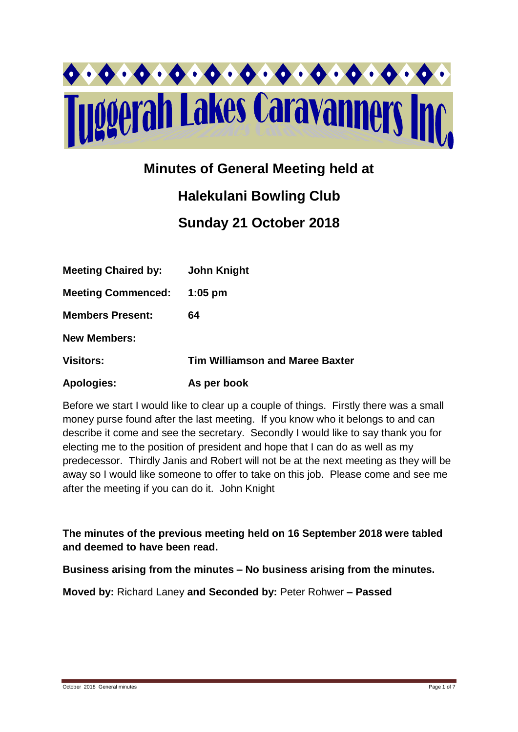# Tuggerah Lakes Caravanners Inc

## Minutes of General Meeting held at

## Halekulani Bowling Club

## Sunday 21 October 2018

**Meeting Chaired by:** **John Knight**

**Meeting Commenced:** **1:05 pm**

**Members Present:** **64**

**New Members:**

**Visitors:** **Tim Williamson and Maree Baxter**

**Apologies:** **As per book**

Before we start I would like to clear up a couple of things. Firstly there was a small money purse found after the last meeting. If you know who it belongs to and can describe it come and see the secretary. Secondly I would like to say thank you for electing me to the position of president and hope that I can do as well as my predecessor. Thirdly Janis and Robert will not be at the next meeting as they will be away so I would like someone to offer to take on this job. Please come and see me after the meeting if you can do it. John Knight

**The minutes of the previous meeting held on 16 September 2018 were tabled and deemed to have been read.**

**Business arising from the minutes – No business arising from the minutes.**

**Moved by:** Richard Laney **and Seconded by:** Peter Rohwer **– Passed**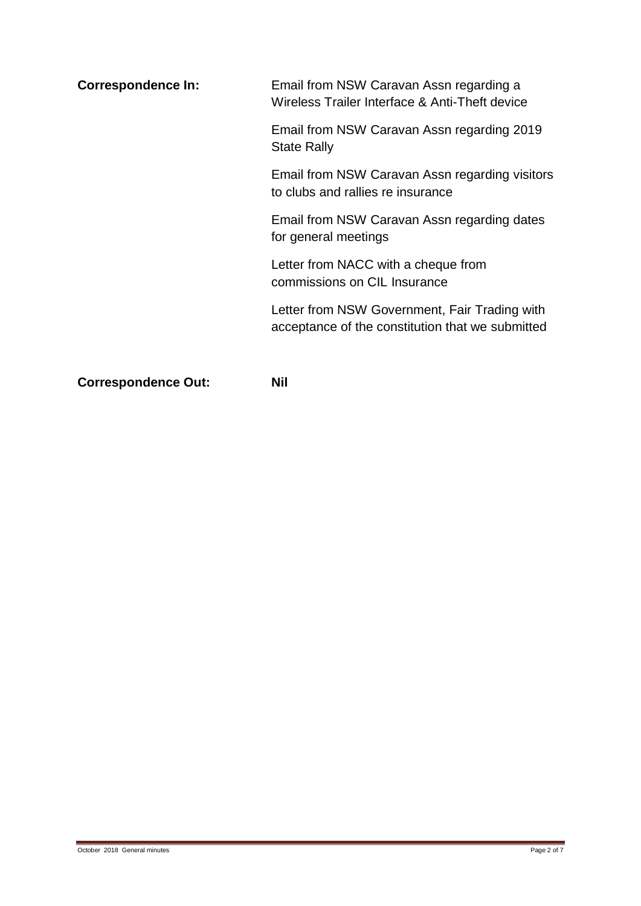**Correspondence In:**

Email from NSW Caravan Assn regarding a Wireless Trailer Interface & Anti-Theft device

Email from NSW Caravan Assn regarding 2019 State Rally

Email from NSW Caravan Assn regarding visitors to clubs and rallies re insurance

Email from NSW Caravan Assn regarding dates for general meetings

Letter from NACC with a cheque from commissions on CIL Insurance

Letter from NSW Government, Fair Trading with acceptance of the constitution that we submitted

**Correspondence Out:** **Nil**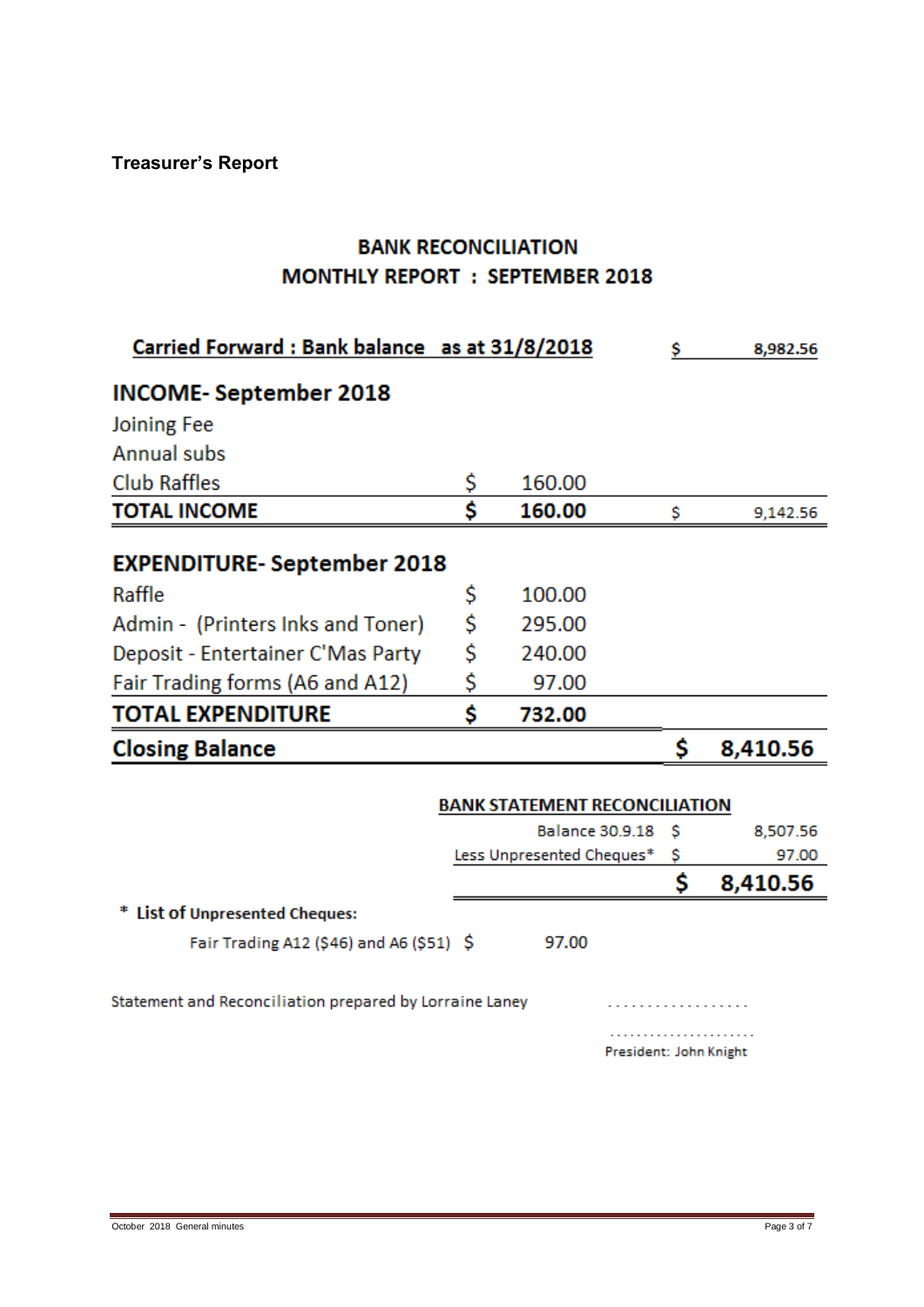**Treasurer's Report**

## BANK RECONCILIATION
## MONTHLY REPORT : SEPTEMBER 2018

| | | | |
|---|---|---|---|
| **Carried Forward : Bank balance as at 31/8/2018** | | $ | 8,982.56 |
| **INCOME- September 2018** | | | |
| Joining Fee | | | |
| Annual subs | | | |
| Club Raffles | $ 160.00 | | |
| **TOTAL INCOME** | **$ 160.00** | $ | 9,142.56 |
| **EXPENDITURE- September 2018** | | | |
| Raffle | $ 100.00 | | |
| Admin - (Printers Inks and Toner) | $ 295.00 | | |
| Deposit - Entertainer C'Mas Party | $ 240.00 | | |
| Fair Trading forms (A6 and A12) | $ 97.00 | | |
| **TOTAL EXPENDITURE** | **$ 732.00** | | |
| **Closing Balance** | | **$** | **8,410.56** |

**BANK STATEMENT RECONCILIATION**

| | | |
|---|---|---|
| Balance 30.9.18 | $ | 8,507.56 |
| Less Unpresented Cheques* | $ | 97.00 |
| | **$** | **8,410.56** |

\* **List of Unpresented Cheques:**

Fair Trading A12 ($46) and A6 ($51) $ 97.00

Statement and Reconciliation prepared by Lorraine Laney ..................

......................
President: John Knight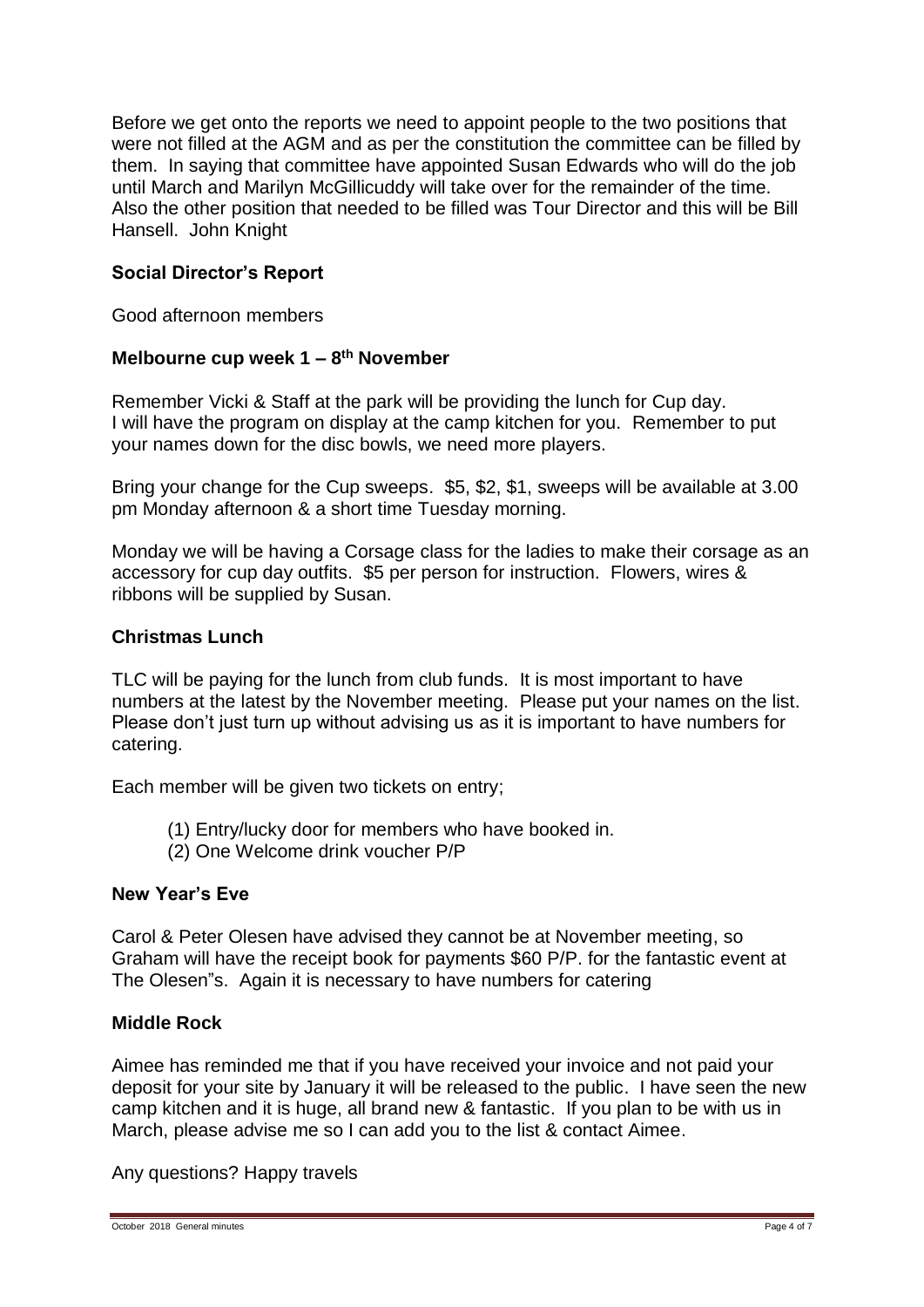Before we get onto the reports we need to appoint people to the two positions that were not filled at the AGM and as per the constitution the committee can be filled by them. In saying that committee have appointed Susan Edwards who will do the job until March and Marilyn McGillicuddy will take over for the remainder of the time. Also the other position that needed to be filled was Tour Director and this will be Bill Hansell. John Knight

### Social Director's Report

Good afternoon members

### Melbourne cup week 1 – 8th November

Remember Vicki & Staff at the park will be providing the lunch for Cup day. I will have the program on display at the camp kitchen for you. Remember to put your names down for the disc bowls, we need more players.

Bring your change for the Cup sweeps. $5, $2, $1, sweeps will be available at 3.00 pm Monday afternoon & a short time Tuesday morning.

Monday we will be having a Corsage class for the ladies to make their corsage as an accessory for cup day outfits. $5 per person for instruction. Flowers, wires & ribbons will be supplied by Susan.

### Christmas Lunch

TLC will be paying for the lunch from club funds. It is most important to have numbers at the latest by the November meeting. Please put your names on the list. Please don't just turn up without advising us as it is important to have numbers for catering.

Each member will be given two tickets on entry;

(1) Entry/lucky door for members who have booked in.
(2) One Welcome drink voucher P/P

### New Year's Eve

Carol & Peter Olesen have advised they cannot be at November meeting, so Graham will have the receipt book for payments $60 P/P. for the fantastic event at The Olesen"s. Again it is necessary to have numbers for catering

### Middle Rock

Aimee has reminded me that if you have received your invoice and not paid your deposit for your site by January it will be released to the public. I have seen the new camp kitchen and it is huge, all brand new & fantastic. If you plan to be with us in March, please advise me so I can add you to the list & contact Aimee.

Any questions? Happy travels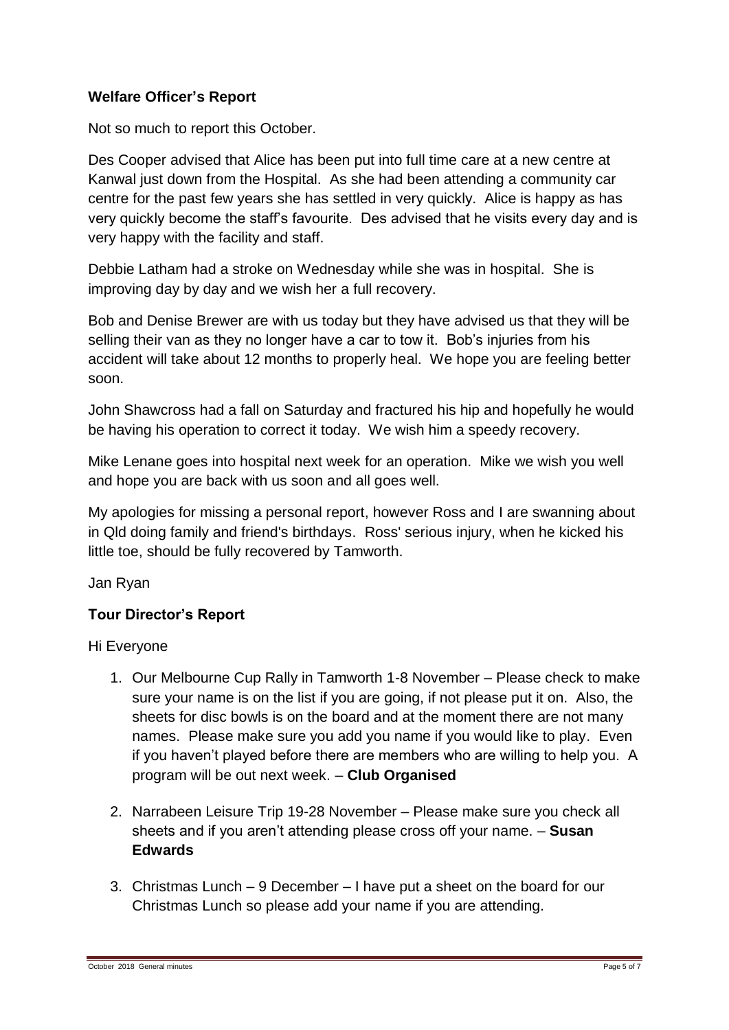**Welfare Officer's Report**

Not so much to report this October.

Des Cooper advised that Alice has been put into full time care at a new centre at Kanwal just down from the Hospital. As she had been attending a community car centre for the past few years she has settled in very quickly. Alice is happy as has very quickly become the staff's favourite. Des advised that he visits every day and is very happy with the facility and staff.

Debbie Latham had a stroke on Wednesday while she was in hospital. She is improving day by day and we wish her a full recovery.

Bob and Denise Brewer are with us today but they have advised us that they will be selling their van as they no longer have a car to tow it. Bob's injuries from his accident will take about 12 months to properly heal. We hope you are feeling better soon.

John Shawcross had a fall on Saturday and fractured his hip and hopefully he would be having his operation to correct it today. We wish him a speedy recovery.

Mike Lenane goes into hospital next week for an operation. Mike we wish you well and hope you are back with us soon and all goes well.

My apologies for missing a personal report, however Ross and I are swanning about in Qld doing family and friend's birthdays. Ross' serious injury, when he kicked his little toe, should be fully recovered by Tamworth.

Jan Ryan

**Tour Director's Report**

Hi Everyone

1. Our Melbourne Cup Rally in Tamworth 1-8 November – Please check to make sure your name is on the list if you are going, if not please put it on. Also, the sheets for disc bowls is on the board and at the moment there are not many names. Please make sure you add you name if you would like to play. Even if you haven't played before there are members who are willing to help you. A program will be out next week. – **Club Organised**

2. Narrabeen Leisure Trip 19-28 November – Please make sure you check all sheets and if you aren't attending please cross off your name. – **Susan Edwards**

3. Christmas Lunch – 9 December – I have put a sheet on the board for our Christmas Lunch so please add your name if you are attending.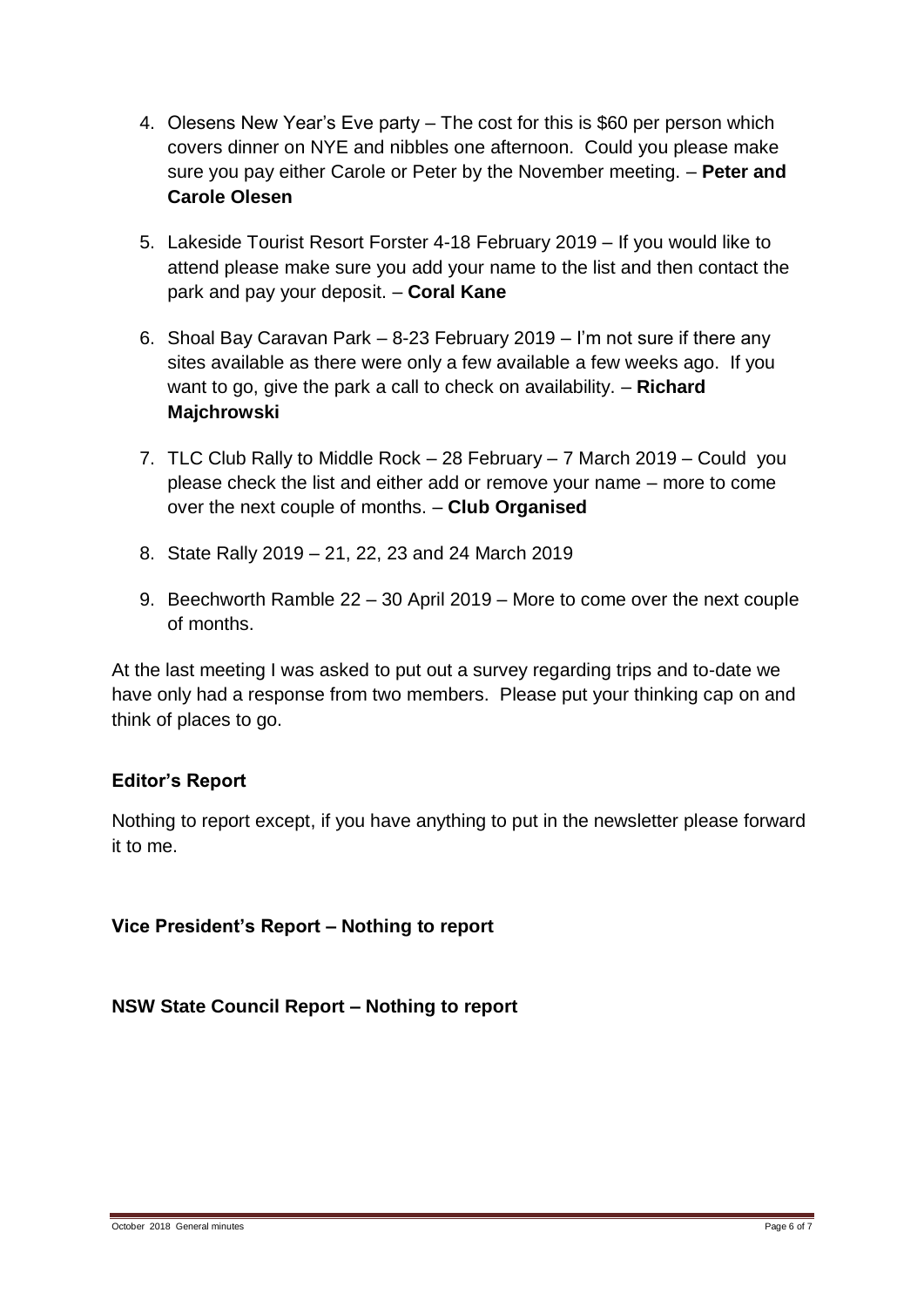4. Olesens New Year's Eve party – The cost for this is $60 per person which covers dinner on NYE and nibbles one afternoon. Could you please make sure you pay either Carole or Peter by the November meeting. – **Peter and Carole Olesen**

5. Lakeside Tourist Resort Forster 4-18 February 2019 – If you would like to attend please make sure you add your name to the list and then contact the park and pay your deposit. – **Coral Kane**

6. Shoal Bay Caravan Park – 8-23 February 2019 – I'm not sure if there any sites available as there were only a few available a few weeks ago. If you want to go, give the park a call to check on availability. – **Richard Majchrowski**

7. TLC Club Rally to Middle Rock – 28 February – 7 March 2019 – Could you please check the list and either add or remove your name – more to come over the next couple of months. – **Club Organised**

8. State Rally 2019 – 21, 22, 23 and 24 March 2019

9. Beechworth Ramble 22 – 30 April 2019 – More to come over the next couple of months.

At the last meeting I was asked to put out a survey regarding trips and to-date we have only had a response from two members. Please put your thinking cap on and think of places to go.

**Editor's Report**

Nothing to report except, if you have anything to put in the newsletter please forward it to me.

**Vice President's Report – Nothing to report**

**NSW State Council Report – Nothing to report**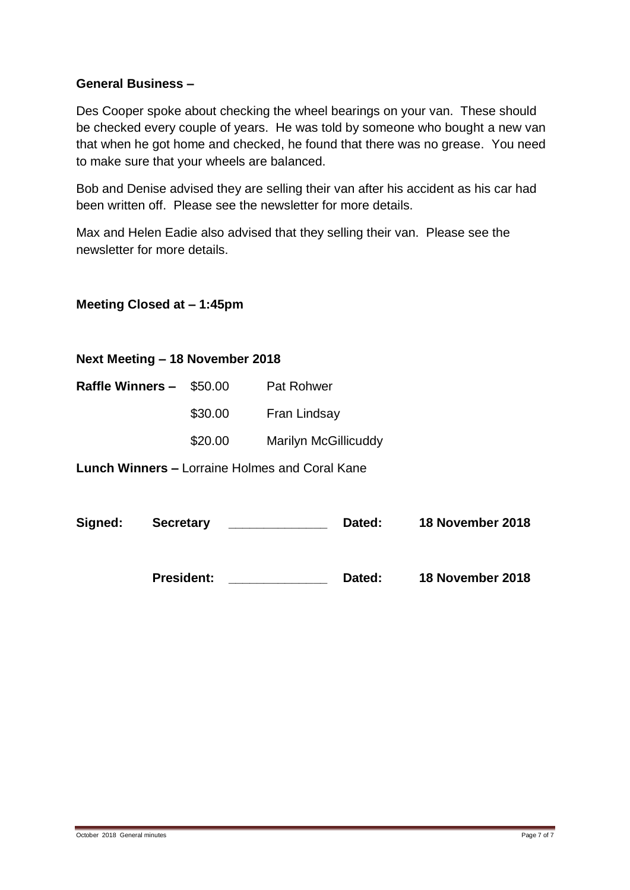**General Business –**

Des Cooper spoke about checking the wheel bearings on your van. These should be checked every couple of years. He was told by someone who bought a new van that when he got home and checked, he found that there was no grease. You need to make sure that your wheels are balanced.

Bob and Denise advised they are selling their van after his accident as his car had been written off. Please see the newsletter for more details.

Max and Helen Eadie also advised that they selling their van. Please see the newsletter for more details.

**Meeting Closed at – 1:45pm**

**Next Meeting – 18 November 2018**

| | | |
|---|---|---|
| **Raffle Winners –** | $50.00 | Pat Rohwer |
| | $30.00 | Fran Lindsay |
| | $20.00 | Marilyn McGillicuddy |

**Lunch Winners –** Lorraine Holmes and Coral Kane

| | | | | |
|---|---|---|---|---|
| **Signed:** | **Secretary** | _____________ | **Dated:** | **18 November 2018** |
| | **President:** | _____________ | **Dated:** | **18 November 2018** |